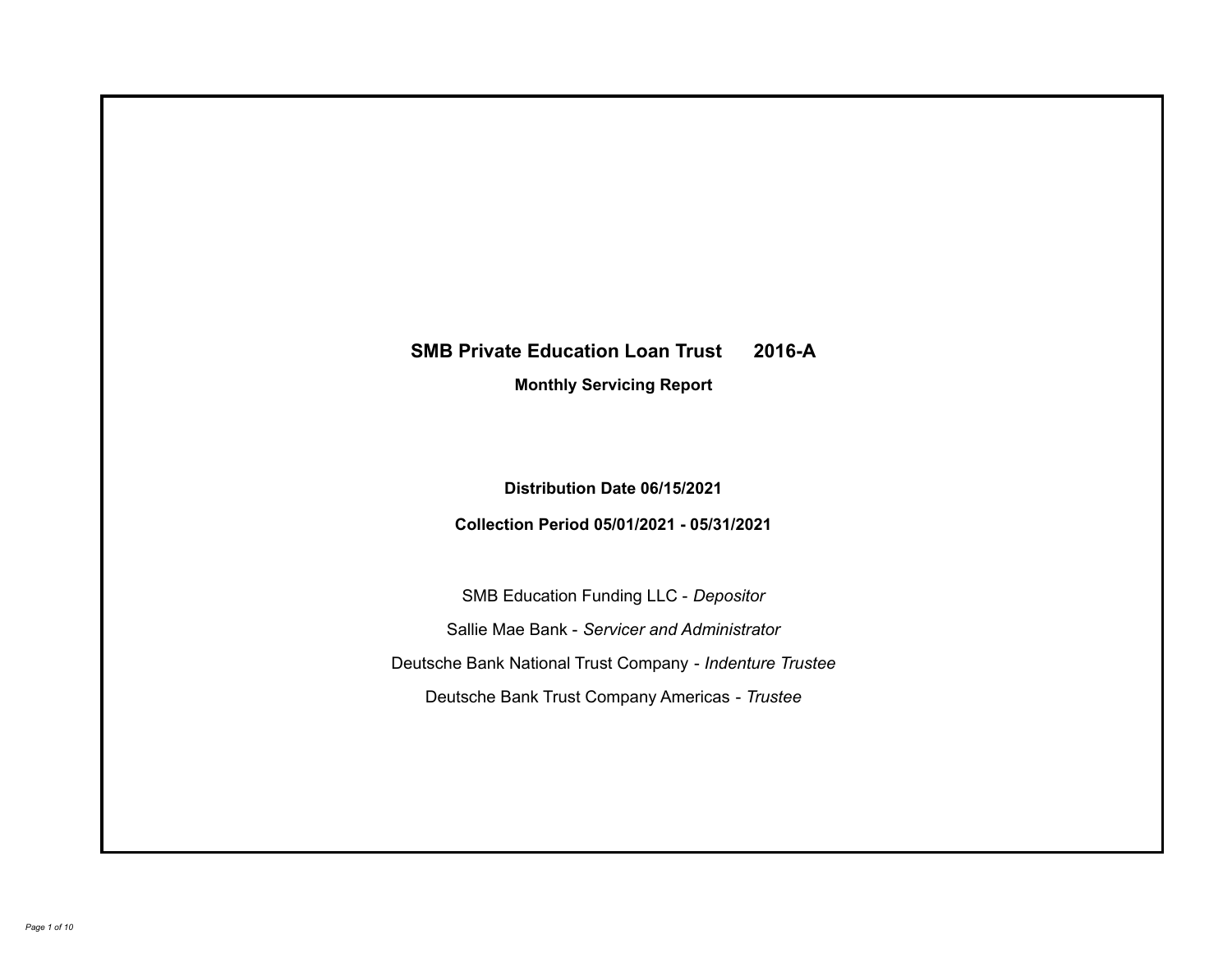# SMB Private Education Loan Trust 2016-A

## Monthly Servicing Report

**Distribution Date 06/15/2021**

**Collection Period 05/01/2021 - 05/31/2021**

SMB Education Funding LLC - *Depositor*

Sallie Mae Bank - *Servicer and Administrator*

Deutsche Bank National Trust Company - *Indenture Trustee*

Deutsche Bank Trust Company Americas - *Trustee*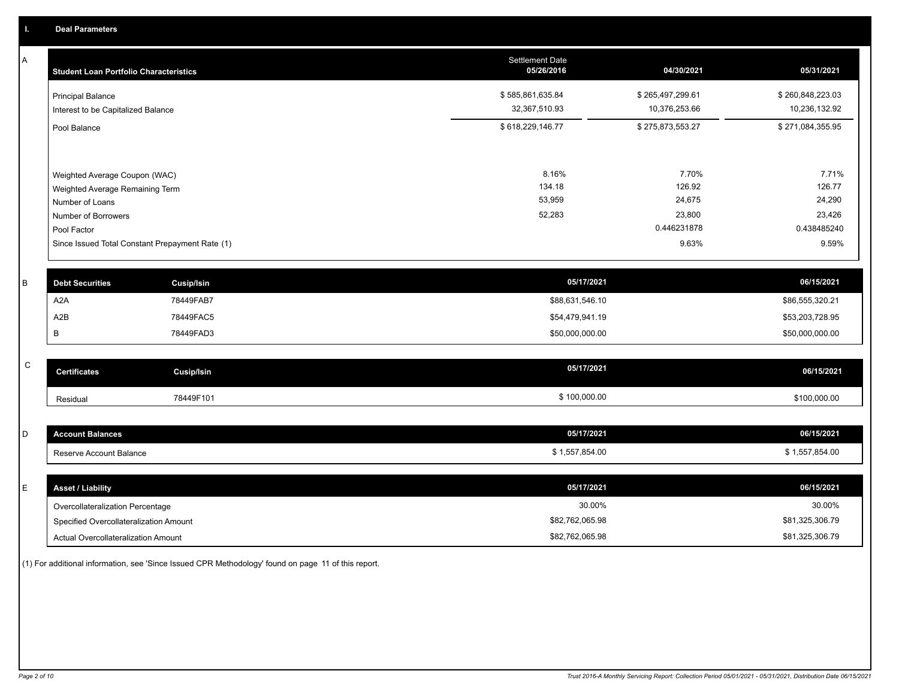## I. Deal Parameters

### A

| Student Loan Portfolio Characteristics | Settlement Date 05/26/2016 | 04/30/2021 | 05/31/2021 |
|---|---|---|---|
| Principal Balance | $ 585,861,635.84 | $ 265,497,299.61 | $ 260,848,223.03 |
| Interest to be Capitalized Balance | 32,367,510.93 | 10,376,253.66 | 10,236,132.92 |
| Pool Balance | $ 618,229,146.77 | $ 275,873,553.27 | $ 271,084,355.95 |
| Weighted Average Coupon (WAC) | 8.16% | 7.70% | 7.71% |
| Weighted Average Remaining Term | 134.18 | 126.92 | 126.77 |
| Number of Loans | 53,959 | 24,675 | 24,290 |
| Number of Borrowers | 52,283 | 23,800 | 23,426 |
| Pool Factor | | 0.446231878 | 0.438485240 |
| Since Issued Total Constant Prepayment Rate (1) | | 9.63% | 9.59% |

### B

| Debt Securities | Cusip/Isin | 05/17/2021 | 06/15/2021 |
|---|---|---|---|
| A2A | 78449FAB7 | $88,631,546.10 | $86,555,320.21 |
| A2B | 78449FAC5 | $54,479,941.19 | $53,203,728.95 |
| B | 78449FAD3 | $50,000,000.00 | $50,000,000.00 |

### C

| Certificates | Cusip/Isin | 05/17/2021 | 06/15/2021 |
|---|---|---|---|
| Residual | 78449F101 | $ 100,000.00 | $100,000.00 |

### D

| Account Balances | 05/17/2021 | 06/15/2021 |
|---|---|---|
| Reserve Account Balance | $ 1,557,854.00 | $ 1,557,854.00 |

### E

| Asset / Liability | 05/17/2021 | 06/15/2021 |
|---|---|---|
| Overcollateralization Percentage | 30.00% | 30.00% |
| Specified Overcollateralization Amount | $82,762,065.98 | $81,325,306.79 |
| Actual Overcollateralization Amount | $82,762,065.98 | $81,325,306.79 |

(1) For additional information, see 'Since Issued CPR Methodology' found on page 11 of this report.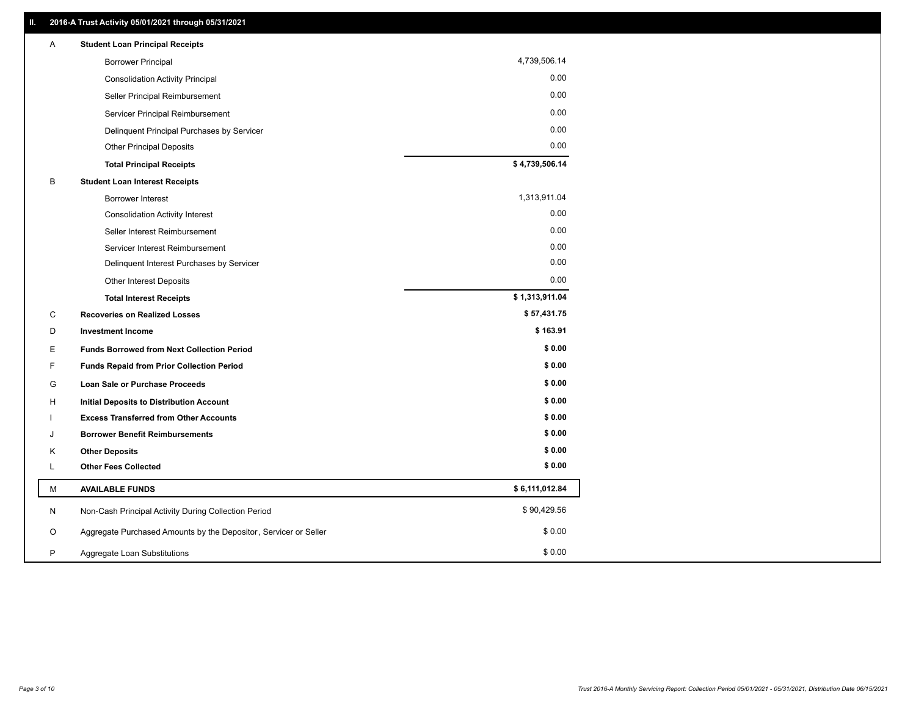## II. 2016-A Trust Activity 05/01/2021 through 05/31/2021

| | | |
|---|---|---|
| A | **Student Loan Principal Receipts** | |
| | Borrower Principal | 4,739,506.14 |
| | Consolidation Activity Principal | 0.00 |
| | Seller Principal Reimbursement | 0.00 |
| | Servicer Principal Reimbursement | 0.00 |
| | Delinquent Principal Purchases by Servicer | 0.00 |
| | Other Principal Deposits | 0.00 |
| | **Total Principal Receipts** | **$ 4,739,506.14** |
| B | **Student Loan Interest Receipts** | |
| | Borrower Interest | 1,313,911.04 |
| | Consolidation Activity Interest | 0.00 |
| | Seller Interest Reimbursement | 0.00 |
| | Servicer Interest Reimbursement | 0.00 |
| | Delinquent Interest Purchases by Servicer | 0.00 |
| | Other Interest Deposits | 0.00 |
| | **Total Interest Receipts** | **$ 1,313,911.04** |
| C | **Recoveries on Realized Losses** | **$ 57,431.75** |
| D | **Investment Income** | **$ 163.91** |
| E | **Funds Borrowed from Next Collection Period** | **$ 0.00** |
| F | **Funds Repaid from Prior Collection Period** | **$ 0.00** |
| G | **Loan Sale or Purchase Proceeds** | **$ 0.00** |
| H | **Initial Deposits to Distribution Account** | **$ 0.00** |
| I | **Excess Transferred from Other Accounts** | **$ 0.00** |
| J | **Borrower Benefit Reimbursements** | **$ 0.00** |
| K | **Other Deposits** | **$ 0.00** |
| L | **Other Fees Collected** | **$ 0.00** |
| M | **AVAILABLE FUNDS** | **$ 6,111,012.84** |
| N | Non-Cash Principal Activity During Collection Period | $ 90,429.56 |
| O | Aggregate Purchased Amounts by the Depositor, Servicer or Seller | $ 0.00 |
| P | Aggregate Loan Substitutions | $ 0.00 |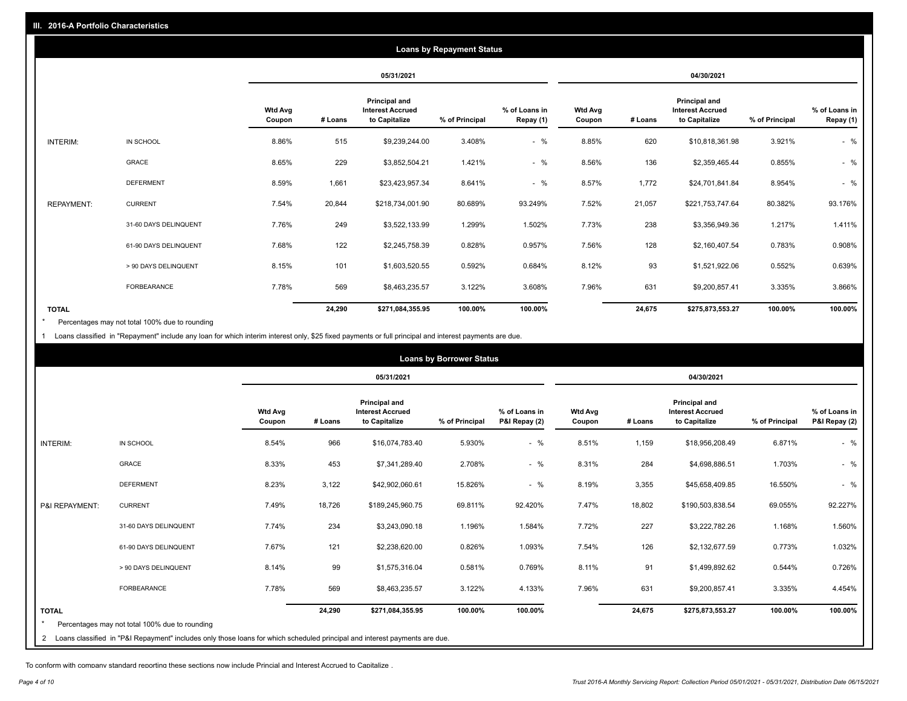## III. 2016-A Portfolio Characteristics

### Loans by Repayment Status

| | | 05/31/2021 | | | | | 04/30/2021 | | | | |
|---|---|---|---|---|---|---|---|---|---|---|---|
| | | Wtd Avg Coupon | # Loans | Principal and Interest Accrued to Capitalize | % of Principal | % of Loans in Repay (1) | Wtd Avg Coupon | # Loans | Principal and Interest Accrued to Capitalize | % of Principal | % of Loans in Repay (1) |
| INTERIM: | IN SCHOOL | 8.86% | 515 | $9,239,244.00 | 3.408% | - % | 8.85% | 620 | $10,818,361.98 | 3.921% | - % |
| | GRACE | 8.65% | 229 | $3,852,504.21 | 1.421% | - % | 8.56% | 136 | $2,359,465.44 | 0.855% | - % |
| | DEFERMENT | 8.59% | 1,661 | $23,423,957.34 | 8.641% | - % | 8.57% | 1,772 | $24,701,841.84 | 8.954% | - % |
| REPAYMENT: | CURRENT | 7.54% | 20,844 | $218,734,001.90 | 80.689% | 93.249% | 7.52% | 21,057 | $221,753,747.64 | 80.382% | 93.176% |
| | 31-60 DAYS DELINQUENT | 7.76% | 249 | $3,522,133.99 | 1.299% | 1.502% | 7.73% | 238 | $3,356,949.36 | 1.217% | 1.411% |
| | 61-90 DAYS DELINQUENT | 7.68% | 122 | $2,245,758.39 | 0.828% | 0.957% | 7.56% | 128 | $2,160,407.54 | 0.783% | 0.908% |
| | > 90 DAYS DELINQUENT | 8.15% | 101 | $1,603,520.55 | 0.592% | 0.684% | 8.12% | 93 | $1,521,922.06 | 0.552% | 0.639% |
| | FORBEARANCE | 7.78% | 569 | $8,463,235.57 | 3.122% | 3.608% | 7.96% | 631 | $9,200,857.41 | 3.335% | 3.866% |
| TOTAL | | | 24,290 | $271,084,355.95 | 100.00% | 100.00% | | 24,675 | $275,873,553.27 | 100.00% | 100.00% |

* Percentages may not total 100% due to rounding

1 Loans classified in "Repayment" include any loan for which interim interest only, $25 fixed payments or full principal and interest payments are due.

### Loans by Borrower Status

| | | 05/31/2021 | | | | | 04/30/2021 | | | | |
|---|---|---|---|---|---|---|---|---|---|---|---|
| | | Wtd Avg Coupon | # Loans | Principal and Interest Accrued to Capitalize | % of Principal | % of Loans in P&I Repay (2) | Wtd Avg Coupon | # Loans | Principal and Interest Accrued to Capitalize | % of Principal | % of Loans in P&I Repay (2) |
| INTERIM: | IN SCHOOL | 8.54% | 966 | $16,074,783.40 | 5.930% | - % | 8.51% | 1,159 | $18,956,208.49 | 6.871% | - % |
| | GRACE | 8.33% | 453 | $7,341,289.40 | 2.708% | - % | 8.31% | 284 | $4,698,886.51 | 1.703% | - % |
| | DEFERMENT | 8.23% | 3,122 | $42,902,060.61 | 15.826% | - % | 8.19% | 3,355 | $45,658,409.85 | 16.550% | - % |
| P&I REPAYMENT: | CURRENT | 7.49% | 18,726 | $189,245,960.75 | 69.811% | 92.420% | 7.47% | 18,802 | $190,503,838.54 | 69.055% | 92.227% |
| | 31-60 DAYS DELINQUENT | 7.74% | 234 | $3,243,090.18 | 1.196% | 1.584% | 7.72% | 227 | $3,222,782.26 | 1.168% | 1.560% |
| | 61-90 DAYS DELINQUENT | 7.67% | 121 | $2,238,620.00 | 0.826% | 1.093% | 7.54% | 126 | $2,132,677.59 | 0.773% | 1.032% |
| | > 90 DAYS DELINQUENT | 8.14% | 99 | $1,575,316.04 | 0.581% | 0.769% | 8.11% | 91 | $1,499,892.62 | 0.544% | 0.726% |
| | FORBEARANCE | 7.78% | 569 | $8,463,235.57 | 3.122% | 4.133% | 7.96% | 631 | $9,200,857.41 | 3.335% | 4.454% |
| TOTAL | | | 24,290 | $271,084,355.95 | 100.00% | 100.00% | | 24,675 | $275,873,553.27 | 100.00% | 100.00% |

* Percentages may not total 100% due to rounding

2 Loans classified in "P&I Repayment" includes only those loans for which scheduled principal and interest payments are due.

To conform with company standard reporting these sections now include Princial and Interest Accrued to Capitalize .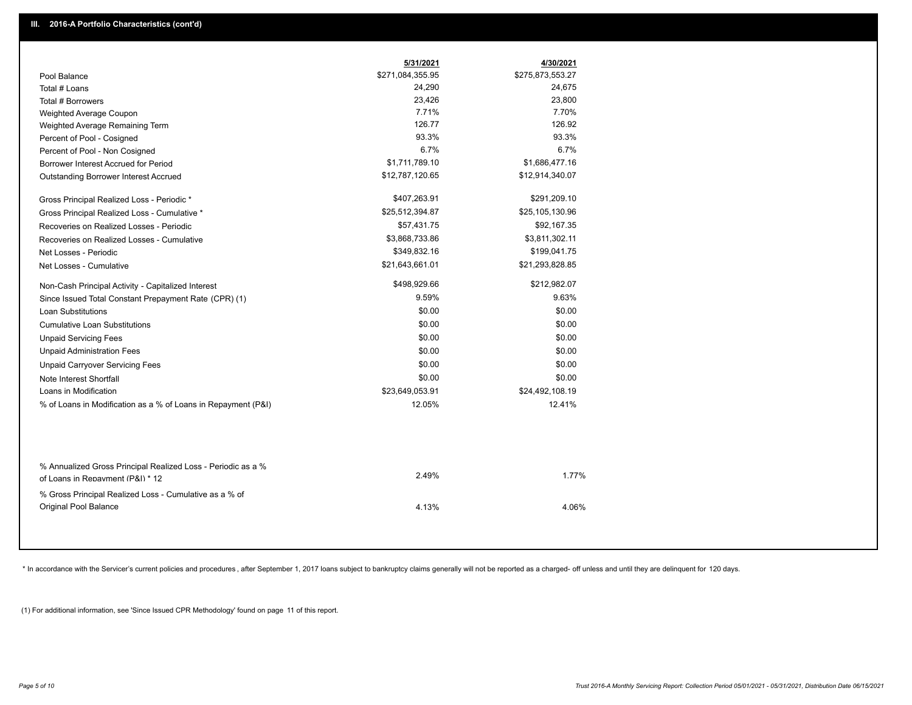## III. 2016-A Portfolio Characteristics (cont'd)

| | 5/31/2021 | 4/30/2021 |
|---|---|---|
| Pool Balance | $271,084,355.95 | $275,873,553.27 |
| Total # Loans | 24,290 | 24,675 |
| Total # Borrowers | 23,426 | 23,800 |
| Weighted Average Coupon | 7.71% | 7.70% |
| Weighted Average Remaining Term | 126.77 | 126.92 |
| Percent of Pool - Cosigned | 93.3% | 93.3% |
| Percent of Pool - Non Cosigned | 6.7% | 6.7% |
| Borrower Interest Accrued for Period | $1,711,789.10 | $1,686,477.16 |
| Outstanding Borrower Interest Accrued | $12,787,120.65 | $12,914,340.07 |
| Gross Principal Realized Loss - Periodic * | $407,263.91 | $291,209.10 |
| Gross Principal Realized Loss - Cumulative * | $25,512,394.87 | $25,105,130.96 |
| Recoveries on Realized Losses - Periodic | $57,431.75 | $92,167.35 |
| Recoveries on Realized Losses - Cumulative | $3,868,733.86 | $3,811,302.11 |
| Net Losses - Periodic | $349,832.16 | $199,041.75 |
| Net Losses - Cumulative | $21,643,661.01 | $21,293,828.85 |
| Non-Cash Principal Activity - Capitalized Interest | $498,929.66 | $212,982.07 |
| Since Issued Total Constant Prepayment Rate (CPR) (1) | 9.59% | 9.63% |
| Loan Substitutions | $0.00 | $0.00 |
| Cumulative Loan Substitutions | $0.00 | $0.00 |
| Unpaid Servicing Fees | $0.00 | $0.00 |
| Unpaid Administration Fees | $0.00 | $0.00 |
| Unpaid Carryover Servicing Fees | $0.00 | $0.00 |
| Note Interest Shortfall | $0.00 | $0.00 |
| Loans in Modification | $23,649,053.91 | $24,492,108.19 |
| % of Loans in Modification as a % of Loans in Repayment (P&I) | 12.05% | 12.41% |
| % Annualized Gross Principal Realized Loss - Periodic as a % of Loans in Repayment (P&I) * 12 | 2.49% | 1.77% |
| % Gross Principal Realized Loss - Cumulative as a % of Original Pool Balance | 4.13% | 4.06% |

* In accordance with the Servicer's current policies and procedures , after September 1, 2017 loans subject to bankruptcy claims generally will not be reported as a charged- off unless and until they are delinquent for 120 days.

(1) For additional information, see 'Since Issued CPR Methodology' found on page 11 of this report.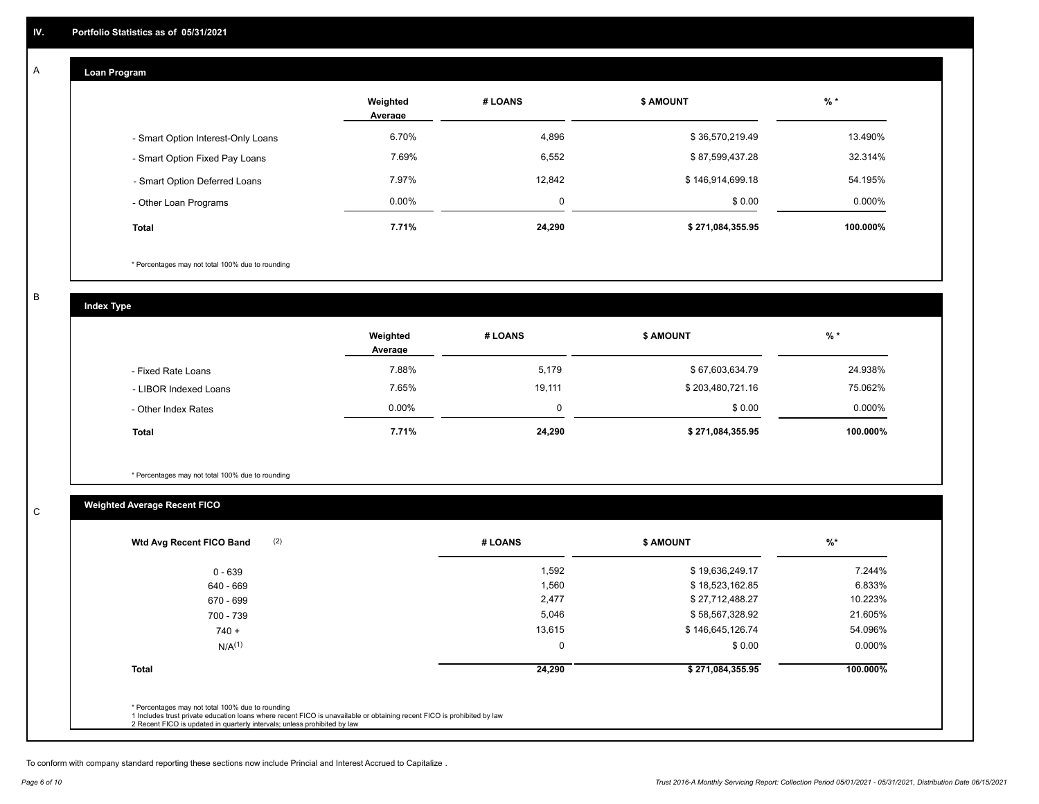## IV. Portfolio Statistics as of 05/31/2021

### A

**Loan Program**

| | Weighted Average | # LOANS | $ AMOUNT | % * |
|---|---|---|---|---|
| - Smart Option Interest-Only Loans | 6.70% | 4,896 | $ 36,570,219.49 | 13.490% |
| - Smart Option Fixed Pay Loans | 7.69% | 6,552 | $ 87,599,437.28 | 32.314% |
| - Smart Option Deferred Loans | 7.97% | 12,842 | $ 146,914,699.18 | 54.195% |
| - Other Loan Programs | 0.00% | 0 | $ 0.00 | 0.000% |
| **Total** | **7.71%** | **24,290** | **$ 271,084,355.95** | **100.000%** |

* Percentages may not total 100% due to rounding

### B

**Index Type**

| | Weighted Average | # LOANS | $ AMOUNT | % * |
|---|---|---|---|---|
| - Fixed Rate Loans | 7.88% | 5,179 | $ 67,603,634.79 | 24.938% |
| - LIBOR Indexed Loans | 7.65% | 19,111 | $ 203,480,721.16 | 75.062% |
| - Other Index Rates | 0.00% | 0 | $ 0.00 | 0.000% |
| **Total** | **7.71%** | **24,290** | **$ 271,084,355.95** | **100.000%** |

* Percentages may not total 100% due to rounding

### C

**Weighted Average Recent FICO**

| Wtd Avg Recent FICO Band (2) | # LOANS | $ AMOUNT | %* |
|---|---|---|---|
| 0 - 639 | 1,592 | $ 19,636,249.17 | 7.244% |
| 640 - 669 | 1,560 | $ 18,523,162.85 | 6.833% |
| 670 - 699 | 2,477 | $ 27,712,488.27 | 10.223% |
| 700 - 739 | 5,046 | $ 58,567,328.92 | 21.605% |
| 740 + | 13,615 | $ 146,645,126.74 | 54.096% |
| N/A(1) | 0 | $ 0.00 | 0.000% |
| **Total** | **24,290** | **$ 271,084,355.95** | **100.000%** |

* Percentages may not total 100% due to rounding
1 Includes trust private education loans where recent FICO is unavailable or obtaining recent FICO is prohibited by law
2 Recent FICO is updated in quarterly intervals; unless prohibited by law

To conform with company standard reporting these sections now include Princial and Interest Accrued to Capitalize .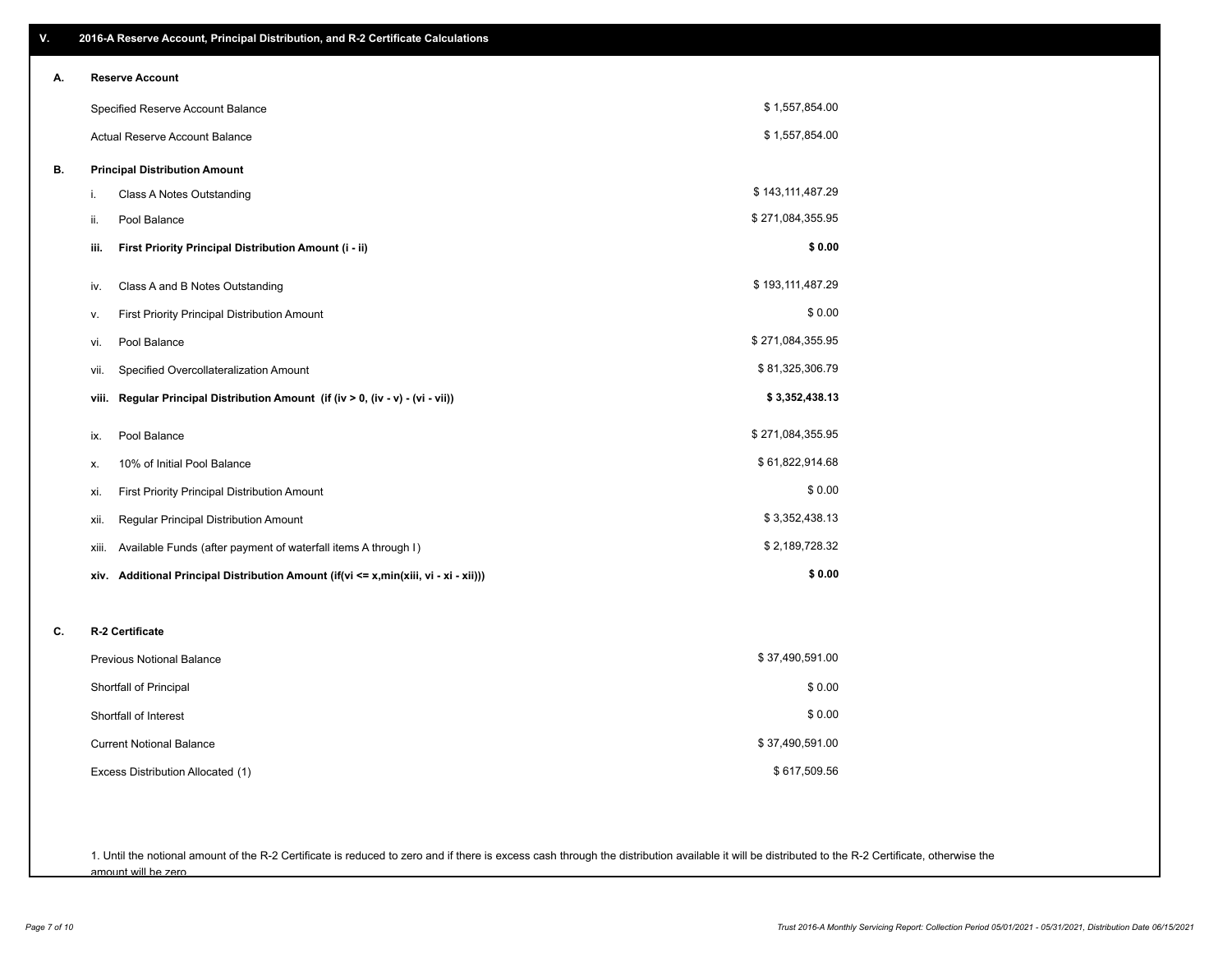## V. 2016-A Reserve Account, Principal Distribution, and R-2 Certificate Calculations

### A. Reserve Account

| | |
|---|---|
| Specified Reserve Account Balance | $ 1,557,854.00 |
| Actual Reserve Account Balance | $ 1,557,854.00 |

### B. Principal Distribution Amount

| | | |
|---|---|---|
| i. | Class A Notes Outstanding | $ 143,111,487.29 |
| ii. | Pool Balance | $ 271,084,355.95 |
| **iii.** | **First Priority Principal Distribution Amount (i - ii)** | **$ 0.00** |
| iv. | Class A and B Notes Outstanding | $ 193,111,487.29 |
| v. | First Priority Principal Distribution Amount | $ 0.00 |
| vi. | Pool Balance | $ 271,084,355.95 |
| vii. | Specified Overcollateralization Amount | $ 81,325,306.79 |
| **viii.** | **Regular Principal Distribution Amount (if (iv > 0, (iv - v) - (vi - vii))** | **$ 3,352,438.13** |
| ix. | Pool Balance | $ 271,084,355.95 |
| x. | 10% of Initial Pool Balance | $ 61,822,914.68 |
| xi. | First Priority Principal Distribution Amount | $ 0.00 |
| xii. | Regular Principal Distribution Amount | $ 3,352,438.13 |
| xiii. | Available Funds (after payment of waterfall items A through I) | $ 2,189,728.32 |
| **xiv.** | **Additional Principal Distribution Amount (if(vi <= x,min(xiii, vi - xi - xii)))** | **$ 0.00** |

### C. R-2 Certificate

| | |
|---|---|
| Previous Notional Balance | $ 37,490,591.00 |
| Shortfall of Principal | $ 0.00 |
| Shortfall of Interest | $ 0.00 |
| Current Notional Balance | $ 37,490,591.00 |
| Excess Distribution Allocated (1) | $ 617,509.56 |

1. Until the notional amount of the R-2 Certificate is reduced to zero and if there is excess cash through the distribution available it will be distributed to the R-2 Certificate, otherwise the amount will be zero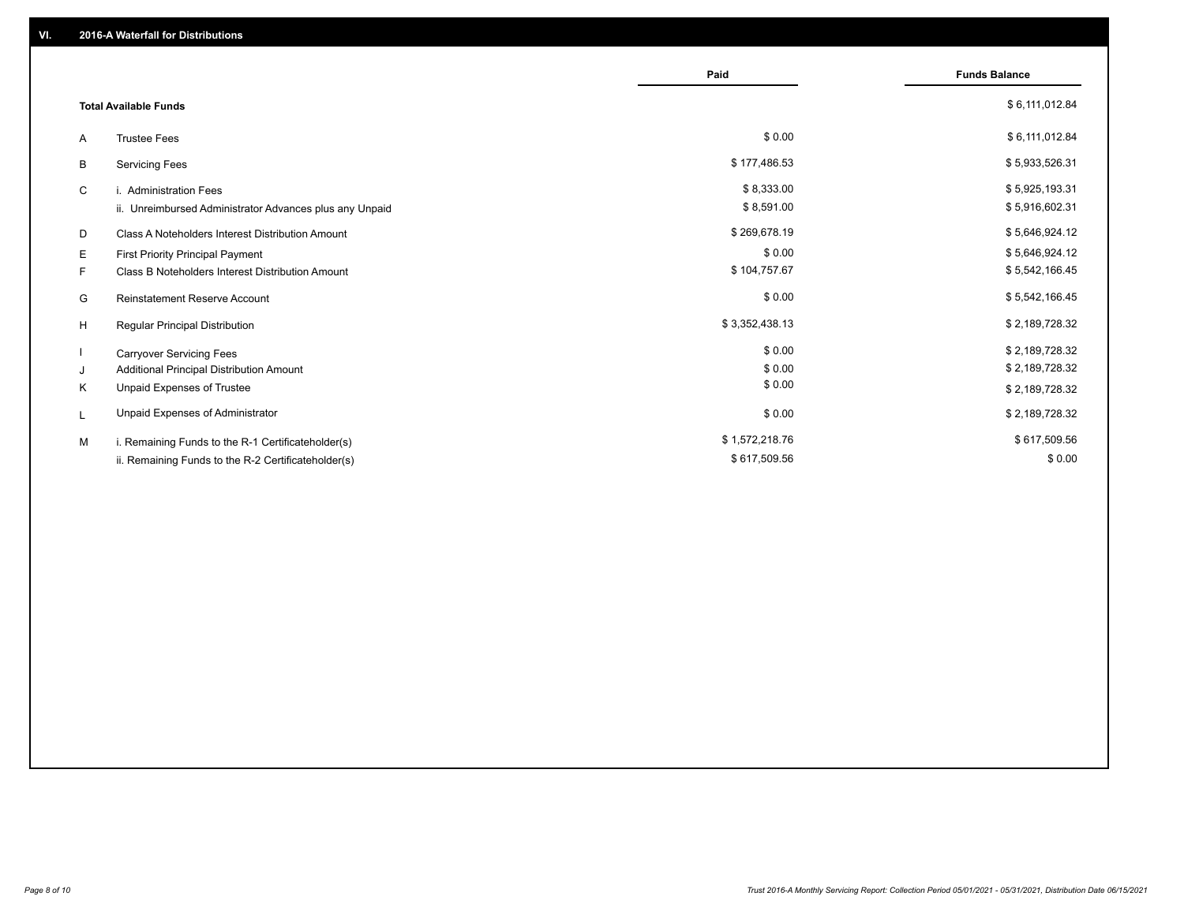## VI. 2016-A Waterfall for Distributions

| | | Paid | Funds Balance |
|---|---|---|---|
| | **Total Available Funds** | | $ 6,111,012.84 |
| A | Trustee Fees | $ 0.00 | $ 6,111,012.84 |
| B | Servicing Fees | $ 177,486.53 | $ 5,933,526.31 |
| C | i. Administration Fees | $ 8,333.00 | $ 5,925,193.31 |
| | ii. Unreimbursed Administrator Advances plus any Unpaid | $ 8,591.00 | $ 5,916,602.31 |
| D | Class A Noteholders Interest Distribution Amount | $ 269,678.19 | $ 5,646,924.12 |
| E | First Priority Principal Payment | $ 0.00 | $ 5,646,924.12 |
| F | Class B Noteholders Interest Distribution Amount | $ 104,757.67 | $ 5,542,166.45 |
| G | Reinstatement Reserve Account | $ 0.00 | $ 5,542,166.45 |
| H | Regular Principal Distribution | $ 3,352,438.13 | $ 2,189,728.32 |
| I | Carryover Servicing Fees | $ 0.00 | $ 2,189,728.32 |
| J | Additional Principal Distribution Amount | $ 0.00 | $ 2,189,728.32 |
| K | Unpaid Expenses of Trustee | $ 0.00 | $ 2,189,728.32 |
| L | Unpaid Expenses of Administrator | $ 0.00 | $ 2,189,728.32 |
| M | i. Remaining Funds to the R-1 Certificateholder(s) | $ 1,572,218.76 | $ 617,509.56 |
| | ii. Remaining Funds to the R-2 Certificateholder(s) | $ 617,509.56 | $ 0.00 |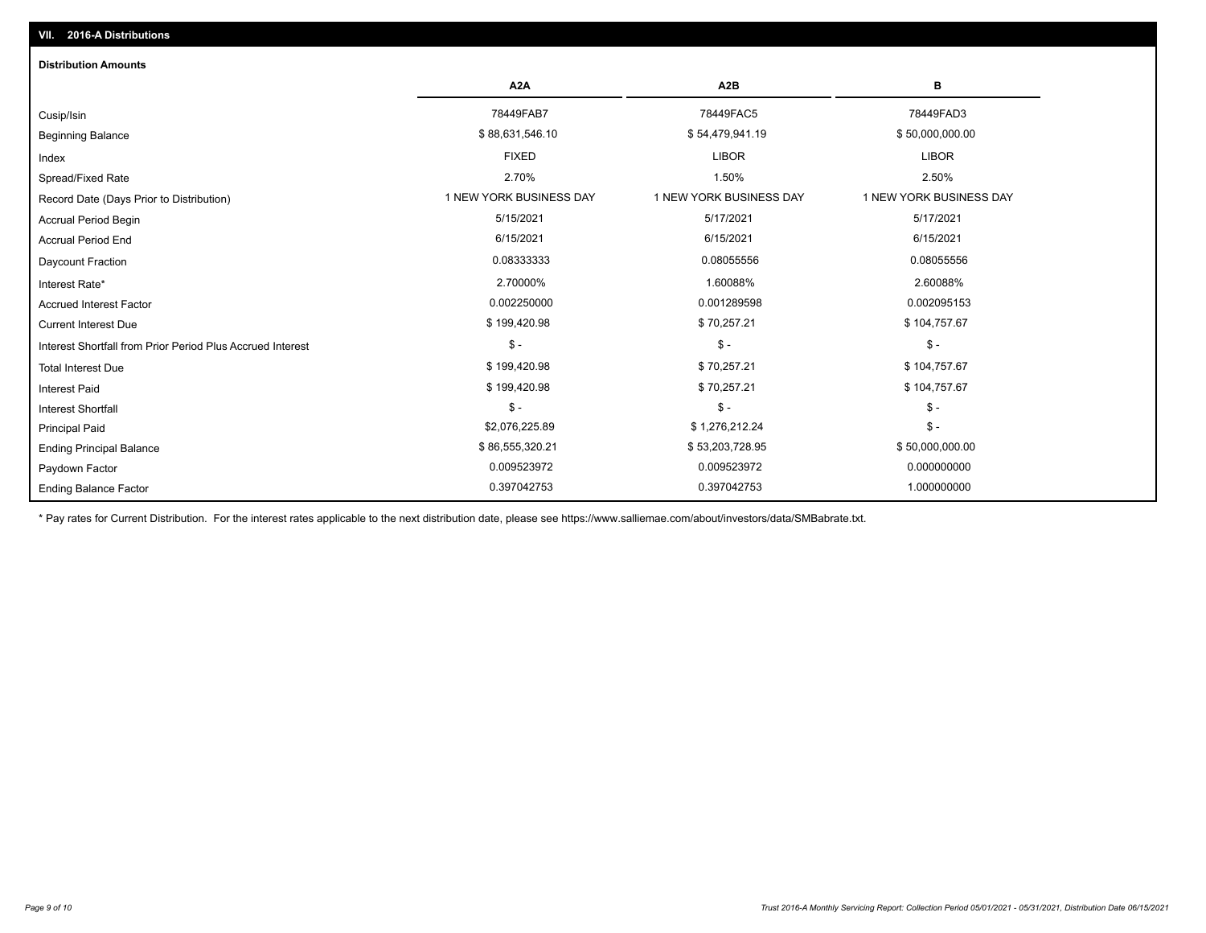## VII. 2016-A Distributions

### Distribution Amounts

| | A2A | A2B | B |
|---|---|---|---|
| Cusip/Isin | 78449FAB7 | 78449FAC5 | 78449FAD3 |
| Beginning Balance | $ 88,631,546.10 | $ 54,479,941.19 | $ 50,000,000.00 |
| Index | FIXED | LIBOR | LIBOR |
| Spread/Fixed Rate | 2.70% | 1.50% | 2.50% |
| Record Date (Days Prior to Distribution) | 1 NEW YORK BUSINESS DAY | 1 NEW YORK BUSINESS DAY | 1 NEW YORK BUSINESS DAY |
| Accrual Period Begin | 5/15/2021 | 5/17/2021 | 5/17/2021 |
| Accrual Period End | 6/15/2021 | 6/15/2021 | 6/15/2021 |
| Daycount Fraction | 0.08333333 | 0.08055556 | 0.08055556 |
| Interest Rate* | 2.70000% | 1.60088% | 2.60088% |
| Accrued Interest Factor | 0.002250000 | 0.001289598 | 0.002095153 |
| Current Interest Due | $ 199,420.98 | $ 70,257.21 | $ 104,757.67 |
| Interest Shortfall from Prior Period Plus Accrued Interest | $ - | $ - | $ - |
| Total Interest Due | $ 199,420.98 | $ 70,257.21 | $ 104,757.67 |
| Interest Paid | $ 199,420.98 | $ 70,257.21 | $ 104,757.67 |
| Interest Shortfall | $ - | $ - | $ - |
| Principal Paid | $2,076,225.89 | $ 1,276,212.24 | $ - |
| Ending Principal Balance | $ 86,555,320.21 | $ 53,203,728.95 | $ 50,000,000.00 |
| Paydown Factor | 0.009523972 | 0.009523972 | 0.000000000 |
| Ending Balance Factor | 0.397042753 | 0.397042753 | 1.000000000 |

* Pay rates for Current Distribution. For the interest rates applicable to the next distribution date, please see https://www.salliemae.com/about/investors/data/SMBabrate.txt.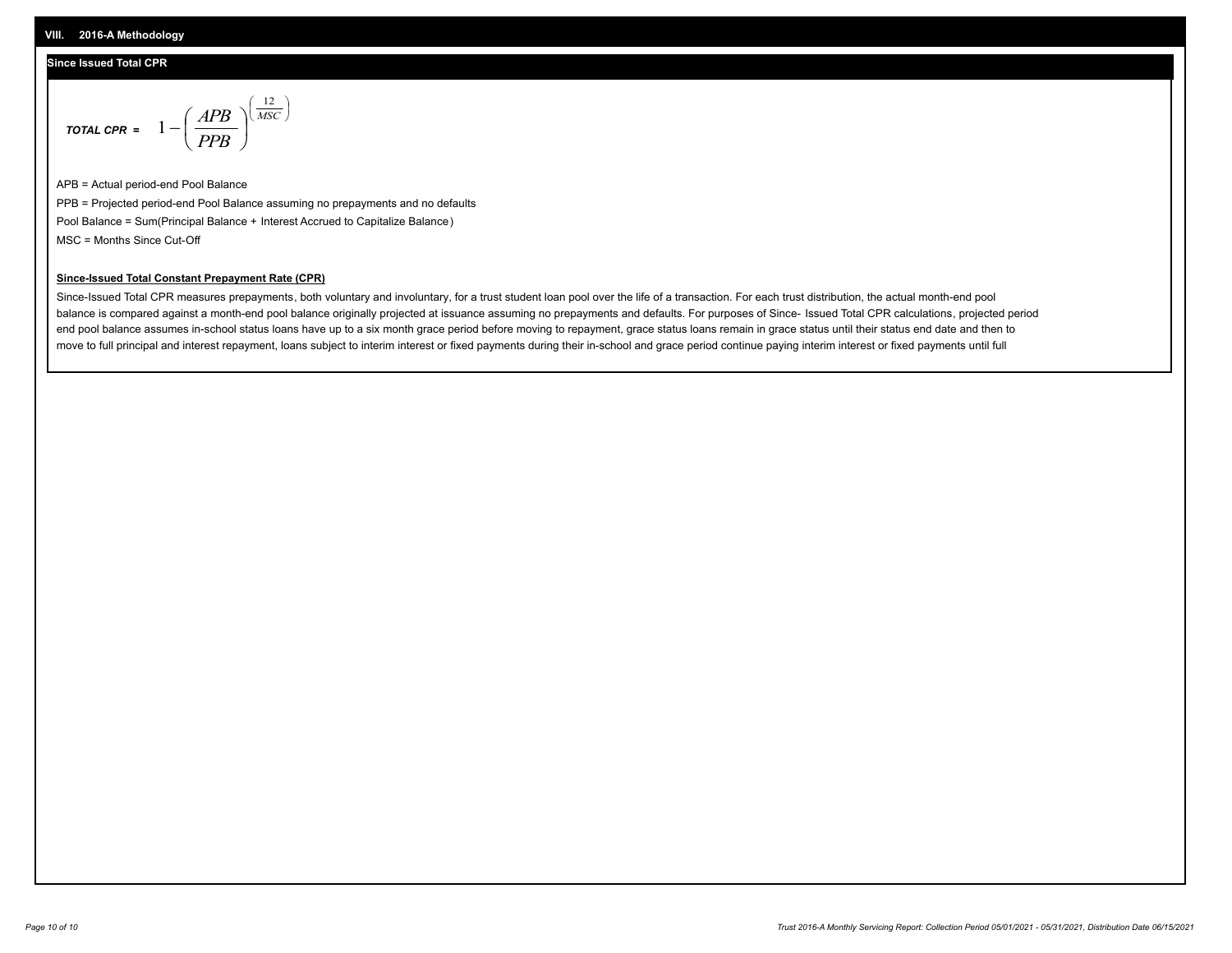## VIII. 2016-A Methodology

### Since Issued Total CPR

$$TOTAL\ CPR = 1 - \left(\frac{APB}{PPB}\right)^{\left(\frac{12}{MSC}\right)}$$

APB = Actual period-end Pool Balance

PPB = Projected period-end Pool Balance assuming no prepayments and no defaults

Pool Balance = Sum(Principal Balance + Interest Accrued to Capitalize Balance)

MSC = Months Since Cut-Off

**Since-Issued Total Constant Prepayment Rate (CPR)**

Since-Issued Total CPR measures prepayments, both voluntary and involuntary, for a trust student loan pool over the life of a transaction. For each trust distribution, the actual month-end pool balance is compared against a month-end pool balance originally projected at issuance assuming no prepayments and defaults. For purposes of Since- Issued Total CPR calculations, projected period end pool balance assumes in-school status loans have up to a six month grace period before moving to repayment, grace status loans remain in grace status until their status end date and then to move to full principal and interest repayment, loans subject to interim interest or fixed payments during their in-school and grace period continue paying interim interest or fixed payments until full